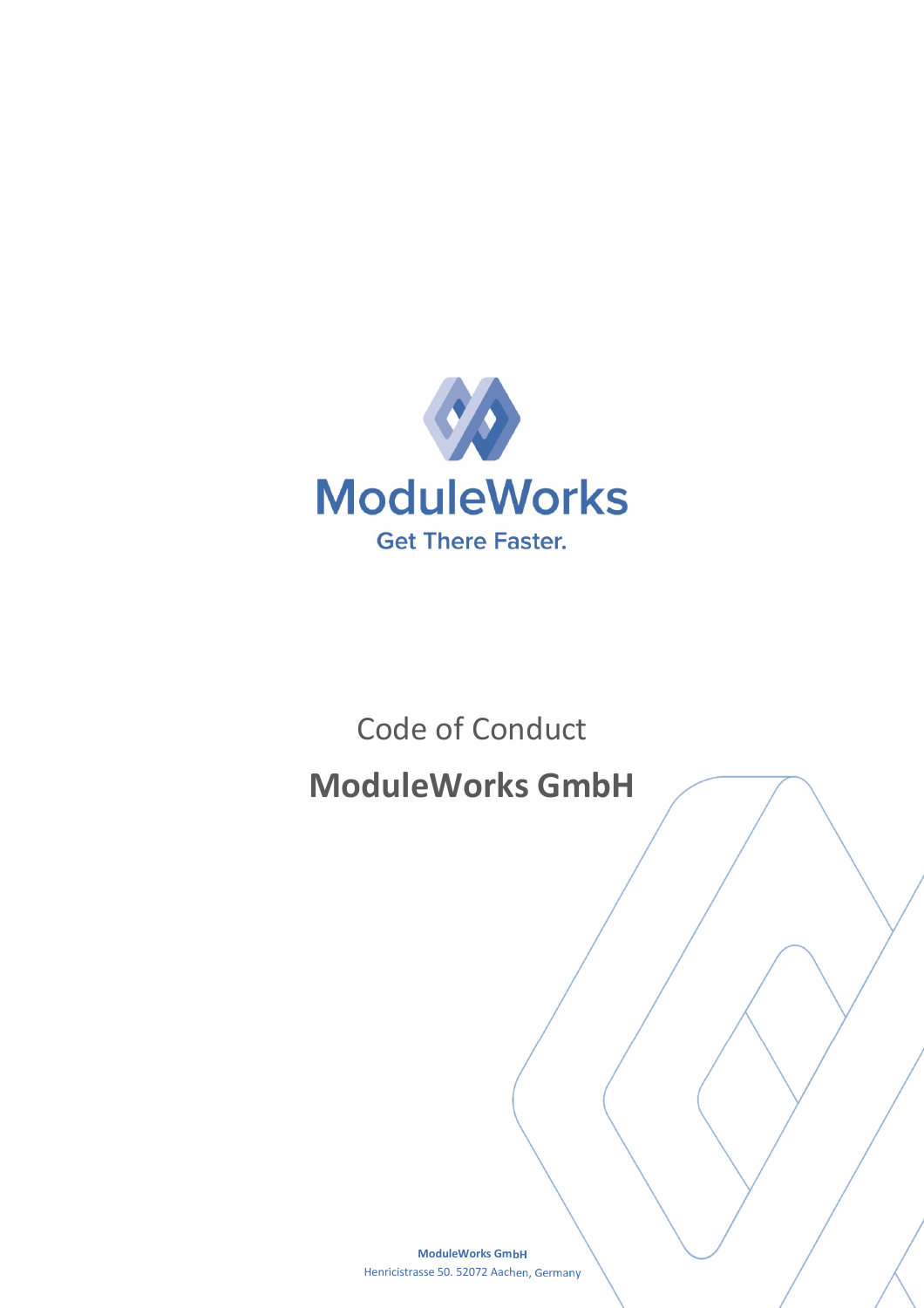ModuleWorks

Get There Faster.

Code of Conduct

# ModuleWorks GmbH

**ModuleWorks GmbH**
Henricistrasse 50. 52072 Aachen, Germany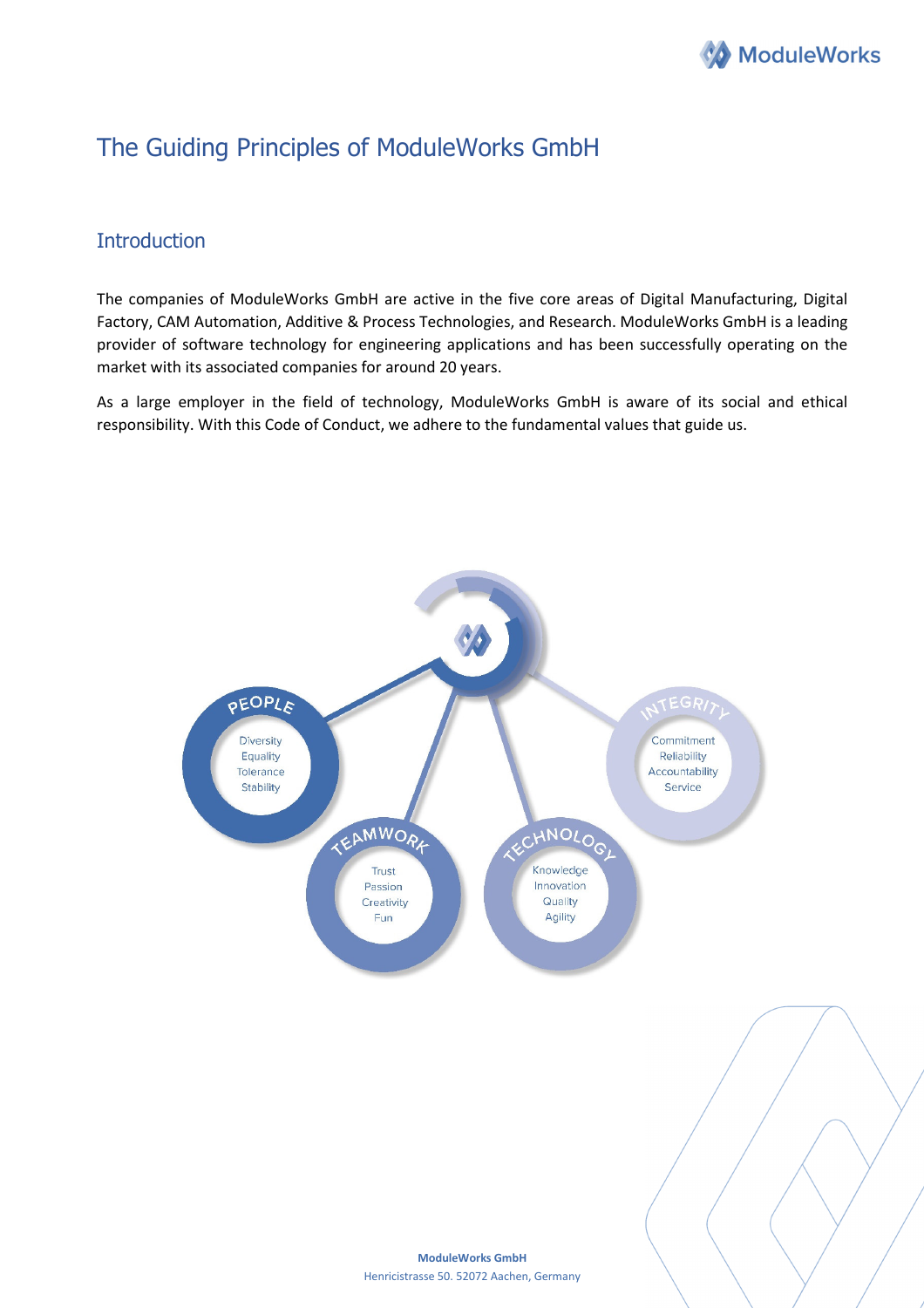# The Guiding Principles of ModuleWorks GmbH

## Introduction

The companies of ModuleWorks GmbH are active in the five core areas of Digital Manufacturing, Digital Factory, CAM Automation, Additive & Process Technologies, and Research. ModuleWorks GmbH is a leading provider of software technology for engineering applications and has been successfully operating on the market with its associated companies for around 20 years.

As a large employer in the field of technology, ModuleWorks GmbH is aware of its social and ethical responsibility. With this Code of Conduct, we adhere to the fundamental values that guide us.

**PEOPLE**
- Diversity
- Equality
- Tolerance
- Stability

**TEAMWORK**
- Trust
- Passion
- Creativity
- Fun

**TECHNOLOGY**
- Knowledge
- Innovation
- Quality
- Agility

**INTEGRITY**
- Commitment
- Reliability
- Accountability
- Service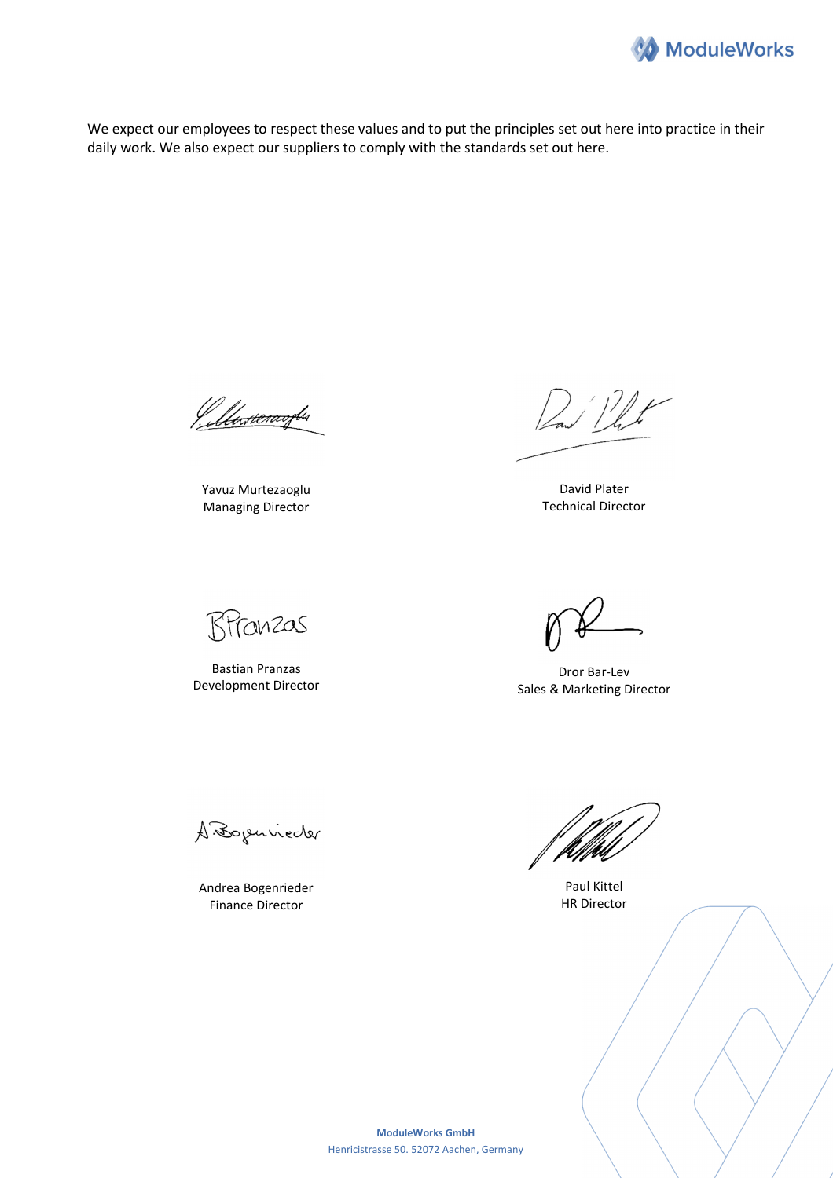We expect our employees to respect these values and to put the principles set out here into practice in their daily work. We also expect our suppliers to comply with the standards set out here.

Yavuz Murtezaoglu
Managing Director

David Plater
Technical Director

Bastian Pranzas
Development Director

Dror Bar-Lev
Sales & Marketing Director

Andrea Bogenrieder
Finance Director

Paul Kittel
HR Director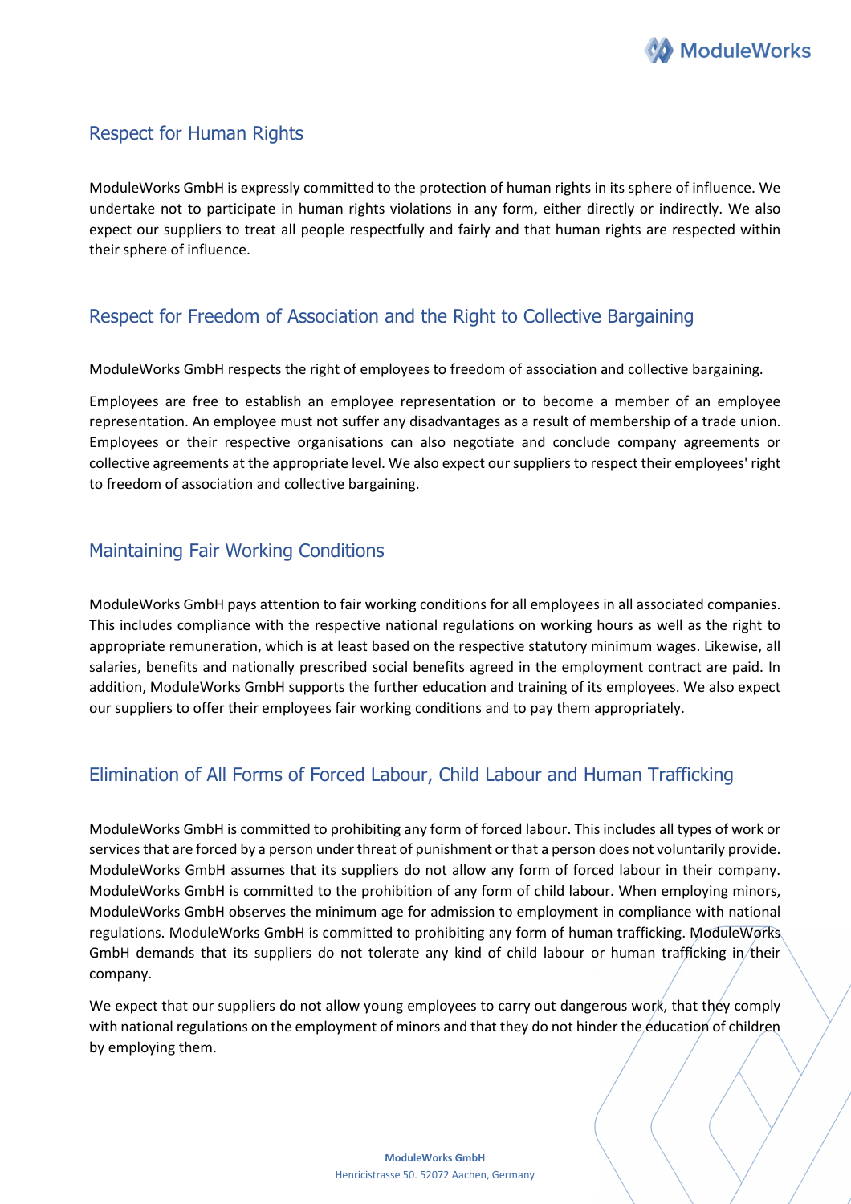## Respect for Human Rights

ModuleWorks GmbH is expressly committed to the protection of human rights in its sphere of influence. We undertake not to participate in human rights violations in any form, either directly or indirectly. We also expect our suppliers to treat all people respectfully and fairly and that human rights are respected within their sphere of influence.

## Respect for Freedom of Association and the Right to Collective Bargaining

ModuleWorks GmbH respects the right of employees to freedom of association and collective bargaining.

Employees are free to establish an employee representation or to become a member of an employee representation. An employee must not suffer any disadvantages as a result of membership of a trade union. Employees or their respective organisations can also negotiate and conclude company agreements or collective agreements at the appropriate level. We also expect our suppliers to respect their employees' right to freedom of association and collective bargaining.

## Maintaining Fair Working Conditions

ModuleWorks GmbH pays attention to fair working conditions for all employees in all associated companies. This includes compliance with the respective national regulations on working hours as well as the right to appropriate remuneration, which is at least based on the respective statutory minimum wages. Likewise, all salaries, benefits and nationally prescribed social benefits agreed in the employment contract are paid. In addition, ModuleWorks GmbH supports the further education and training of its employees. We also expect our suppliers to offer their employees fair working conditions and to pay them appropriately.

## Elimination of All Forms of Forced Labour, Child Labour and Human Trafficking

ModuleWorks GmbH is committed to prohibiting any form of forced labour. This includes all types of work or services that are forced by a person under threat of punishment or that a person does not voluntarily provide. ModuleWorks GmbH assumes that its suppliers do not allow any form of forced labour in their company. ModuleWorks GmbH is committed to the prohibition of any form of child labour. When employing minors, ModuleWorks GmbH observes the minimum age for admission to employment in compliance with national regulations. ModuleWorks GmbH is committed to prohibiting any form of human trafficking. ModuleWorks GmbH demands that its suppliers do not tolerate any kind of child labour or human trafficking in their company.

We expect that our suppliers do not allow young employees to carry out dangerous work, that they comply with national regulations on the employment of minors and that they do not hinder the education of children by employing them.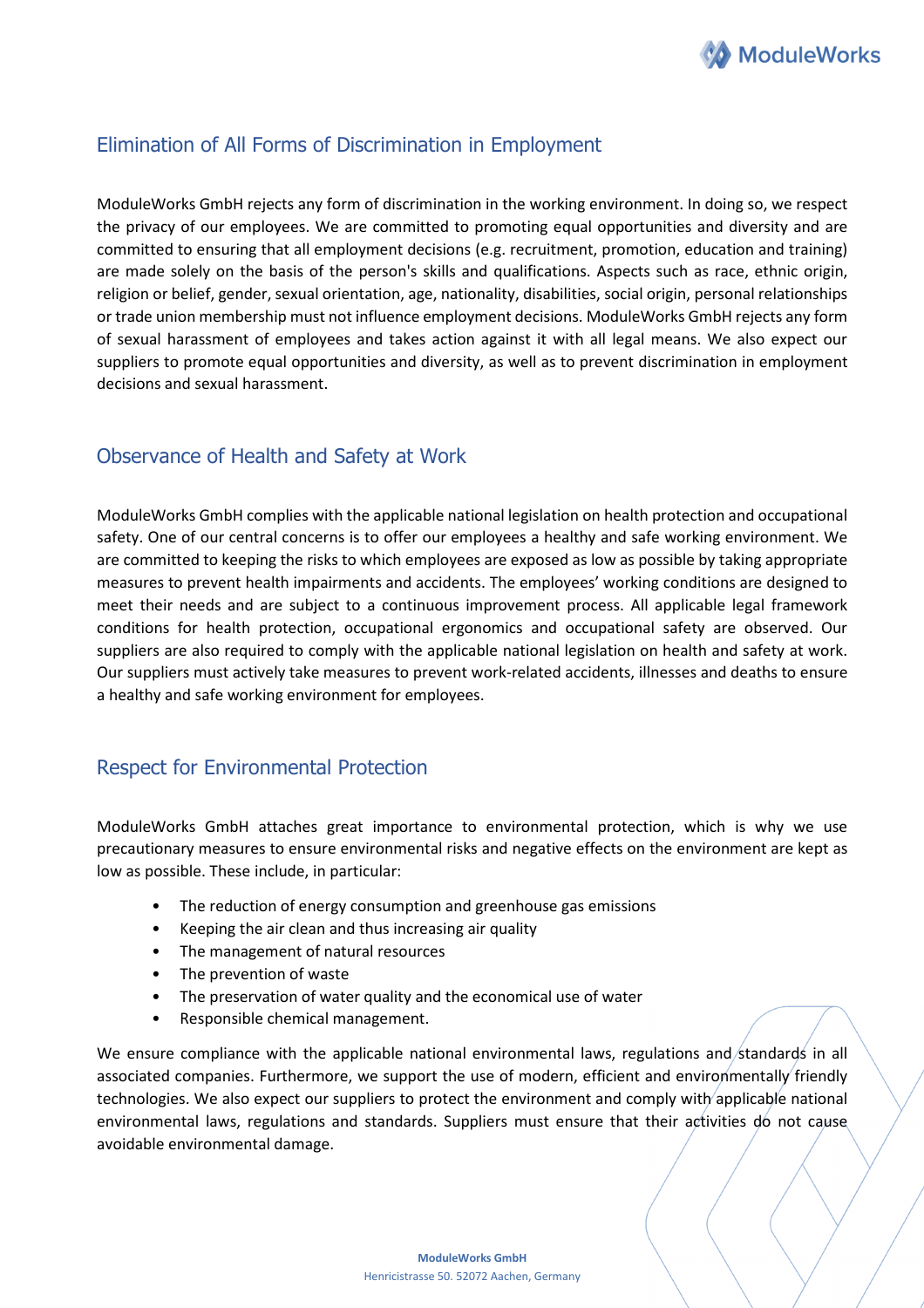## Elimination of All Forms of Discrimination in Employment

ModuleWorks GmbH rejects any form of discrimination in the working environment. In doing so, we respect the privacy of our employees. We are committed to promoting equal opportunities and diversity and are committed to ensuring that all employment decisions (e.g. recruitment, promotion, education and training) are made solely on the basis of the person's skills and qualifications. Aspects such as race, ethnic origin, religion or belief, gender, sexual orientation, age, nationality, disabilities, social origin, personal relationships or trade union membership must not influence employment decisions. ModuleWorks GmbH rejects any form of sexual harassment of employees and takes action against it with all legal means. We also expect our suppliers to promote equal opportunities and diversity, as well as to prevent discrimination in employment decisions and sexual harassment.

## Observance of Health and Safety at Work

ModuleWorks GmbH complies with the applicable national legislation on health protection and occupational safety. One of our central concerns is to offer our employees a healthy and safe working environment. We are committed to keeping the risks to which employees are exposed as low as possible by taking appropriate measures to prevent health impairments and accidents. The employees' working conditions are designed to meet their needs and are subject to a continuous improvement process. All applicable legal framework conditions for health protection, occupational ergonomics and occupational safety are observed. Our suppliers are also required to comply with the applicable national legislation on health and safety at work. Our suppliers must actively take measures to prevent work-related accidents, illnesses and deaths to ensure a healthy and safe working environment for employees.

## Respect for Environmental Protection

ModuleWorks GmbH attaches great importance to environmental protection, which is why we use precautionary measures to ensure environmental risks and negative effects on the environment are kept as low as possible. These include, in particular:

- The reduction of energy consumption and greenhouse gas emissions
- Keeping the air clean and thus increasing air quality
- The management of natural resources
- The prevention of waste
- The preservation of water quality and the economical use of water
- Responsible chemical management.

We ensure compliance with the applicable national environmental laws, regulations and standards in all associated companies. Furthermore, we support the use of modern, efficient and environmentally friendly technologies. We also expect our suppliers to protect the environment and comply with applicable national environmental laws, regulations and standards. Suppliers must ensure that their activities do not cause avoidable environmental damage.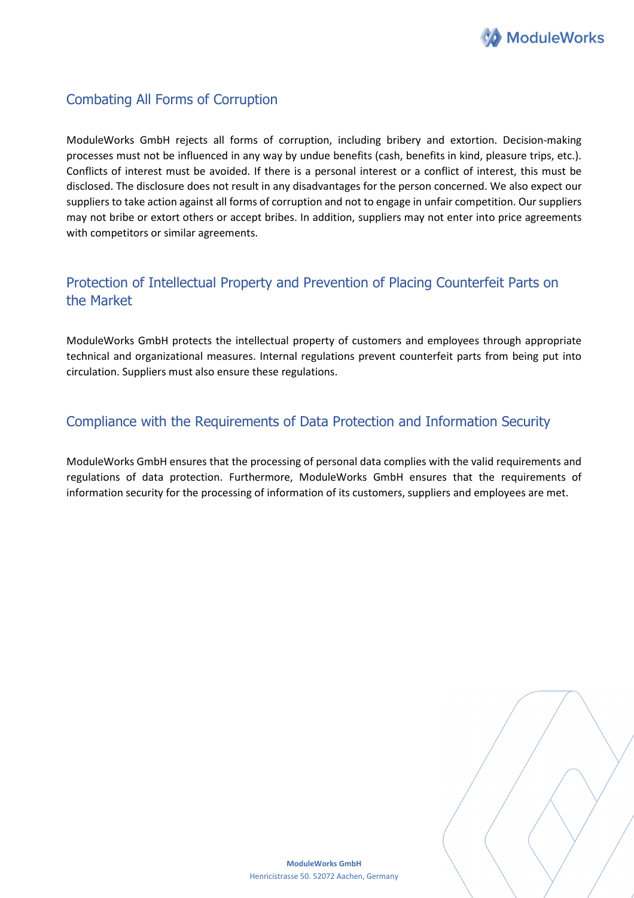## Combating All Forms of Corruption

ModuleWorks GmbH rejects all forms of corruption, including bribery and extortion. Decision-making processes must not be influenced in any way by undue benefits (cash, benefits in kind, pleasure trips, etc.). Conflicts of interest must be avoided. If there is a personal interest or a conflict of interest, this must be disclosed. The disclosure does not result in any disadvantages for the person concerned. We also expect our suppliers to take action against all forms of corruption and not to engage in unfair competition. Our suppliers may not bribe or extort others or accept bribes. In addition, suppliers may not enter into price agreements with competitors or similar agreements.

## Protection of Intellectual Property and Prevention of Placing Counterfeit Parts on the Market

ModuleWorks GmbH protects the intellectual property of customers and employees through appropriate technical and organizational measures. Internal regulations prevent counterfeit parts from being put into circulation. Suppliers must also ensure these regulations.

## Compliance with the Requirements of Data Protection and Information Security

ModuleWorks GmbH ensures that the processing of personal data complies with the valid requirements and regulations of data protection. Furthermore, ModuleWorks GmbH ensures that the requirements of information security for the processing of information of its customers, suppliers and employees are met.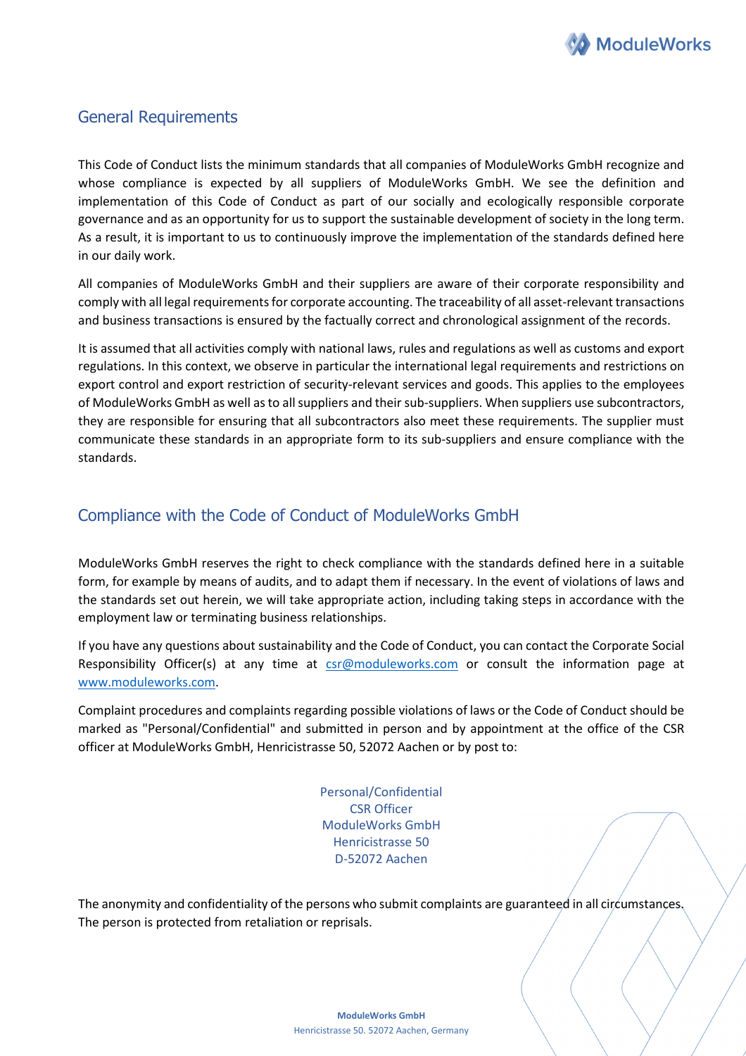## General Requirements

This Code of Conduct lists the minimum standards that all companies of ModuleWorks GmbH recognize and whose compliance is expected by all suppliers of ModuleWorks GmbH. We see the definition and implementation of this Code of Conduct as part of our socially and ecologically responsible corporate governance and as an opportunity for us to support the sustainable development of society in the long term. As a result, it is important to us to continuously improve the implementation of the standards defined here in our daily work.

All companies of ModuleWorks GmbH and their suppliers are aware of their corporate responsibility and comply with all legal requirements for corporate accounting. The traceability of all asset-relevant transactions and business transactions is ensured by the factually correct and chronological assignment of the records.

It is assumed that all activities comply with national laws, rules and regulations as well as customs and export regulations. In this context, we observe in particular the international legal requirements and restrictions on export control and export restriction of security-relevant services and goods. This applies to the employees of ModuleWorks GmbH as well as to all suppliers and their sub-suppliers. When suppliers use subcontractors, they are responsible for ensuring that all subcontractors also meet these requirements. The supplier must communicate these standards in an appropriate form to its sub-suppliers and ensure compliance with the standards.

## Compliance with the Code of Conduct of ModuleWorks GmbH

ModuleWorks GmbH reserves the right to check compliance with the standards defined here in a suitable form, for example by means of audits, and to adapt them if necessary. In the event of violations of laws and the standards set out herein, we will take appropriate action, including taking steps in accordance with the employment law or terminating business relationships.

If you have any questions about sustainability and the Code of Conduct, you can contact the Corporate Social Responsibility Officer(s) at any time at csr@moduleworks.com or consult the information page at www.moduleworks.com.

Complaint procedures and complaints regarding possible violations of laws or the Code of Conduct should be marked as "Personal/Confidential" and submitted in person and by appointment at the office of the CSR officer at ModuleWorks GmbH, Henricistrasse 50, 52072 Aachen or by post to:

Personal/Confidential
CSR Officer
ModuleWorks GmbH
Henricistrasse 50
D-52072 Aachen

The anonymity and confidentiality of the persons who submit complaints are guaranteed in all circumstances. The person is protected from retaliation or reprisals.